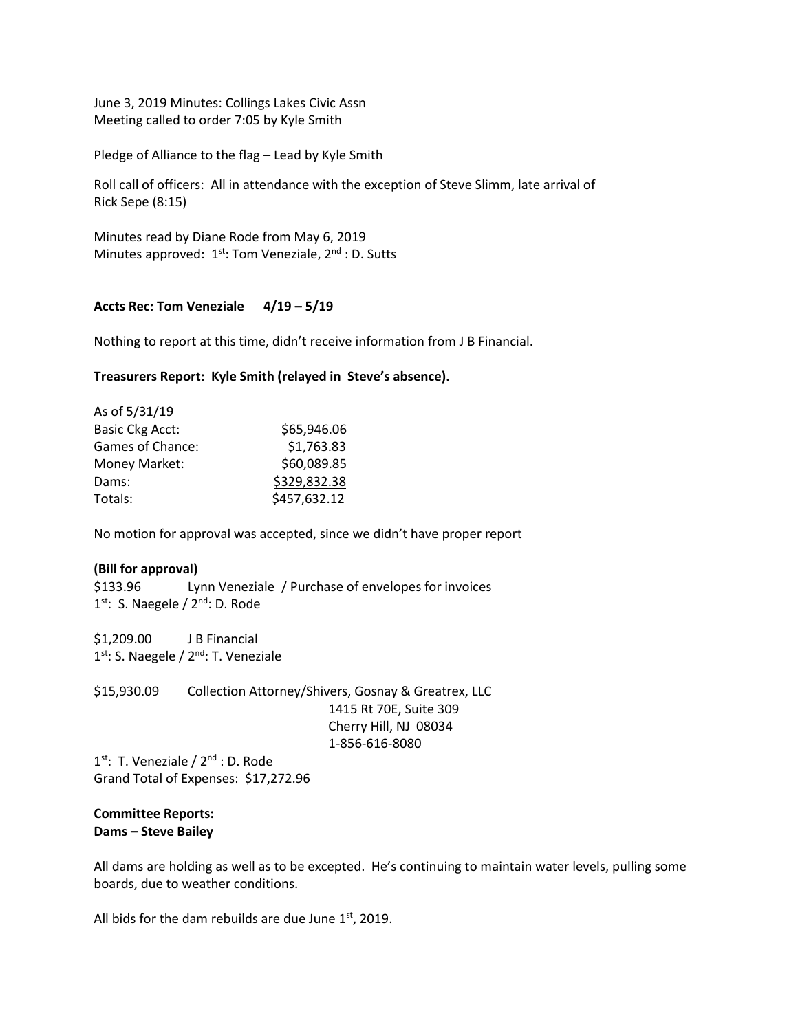June 3, 2019 Minutes: Collings Lakes Civic Assn
Meeting called to order 7:05 by Kyle Smith

Pledge of Alliance to the flag – Lead by Kyle Smith

Roll call of officers: All in attendance with the exception of Steve Slimm, late arrival of Rick Sepe (8:15)

Minutes read by Diane Rode from May 6, 2019
Minutes approved: 1st: Tom Veneziale, 2nd : D. Sutts

**Accts Rec: Tom Veneziale 4/19 – 5/19**

Nothing to report at this time, didn't receive information from J B Financial.

**Treasurers Report: Kyle Smith (relayed in Steve's absence).**

| As of 5/31/19 | |
|---|---|
| Basic Ckg Acct: | $65,946.06 |
| Games of Chance: | $1,763.83 |
| Money Market: | $60,089.85 |
| Dams: | $329,832.38 |
| Totals: | $457,632.12 |

No motion for approval was accepted, since we didn't have proper report

**(Bill for approval)**

$133.96 Lynn Veneziale / Purchase of envelopes for invoices
1st: S. Naegele / 2nd: D. Rode

$1,209.00 J B Financial
1st: S. Naegele / 2nd: T. Veneziale

$15,930.09 Collection Attorney/Shivers, Gosnay & Greatrex, LLC
1415 Rt 70E, Suite 309
Cherry Hill, NJ 08034
1-856-616-8080

1st: T. Veneziale / 2nd : D. Rode
Grand Total of Expenses: $17,272.96

**Committee Reports:**
**Dams – Steve Bailey**

All dams are holding as well as to be excepted. He's continuing to maintain water levels, pulling some boards, due to weather conditions.

All bids for the dam rebuilds are due June 1st, 2019.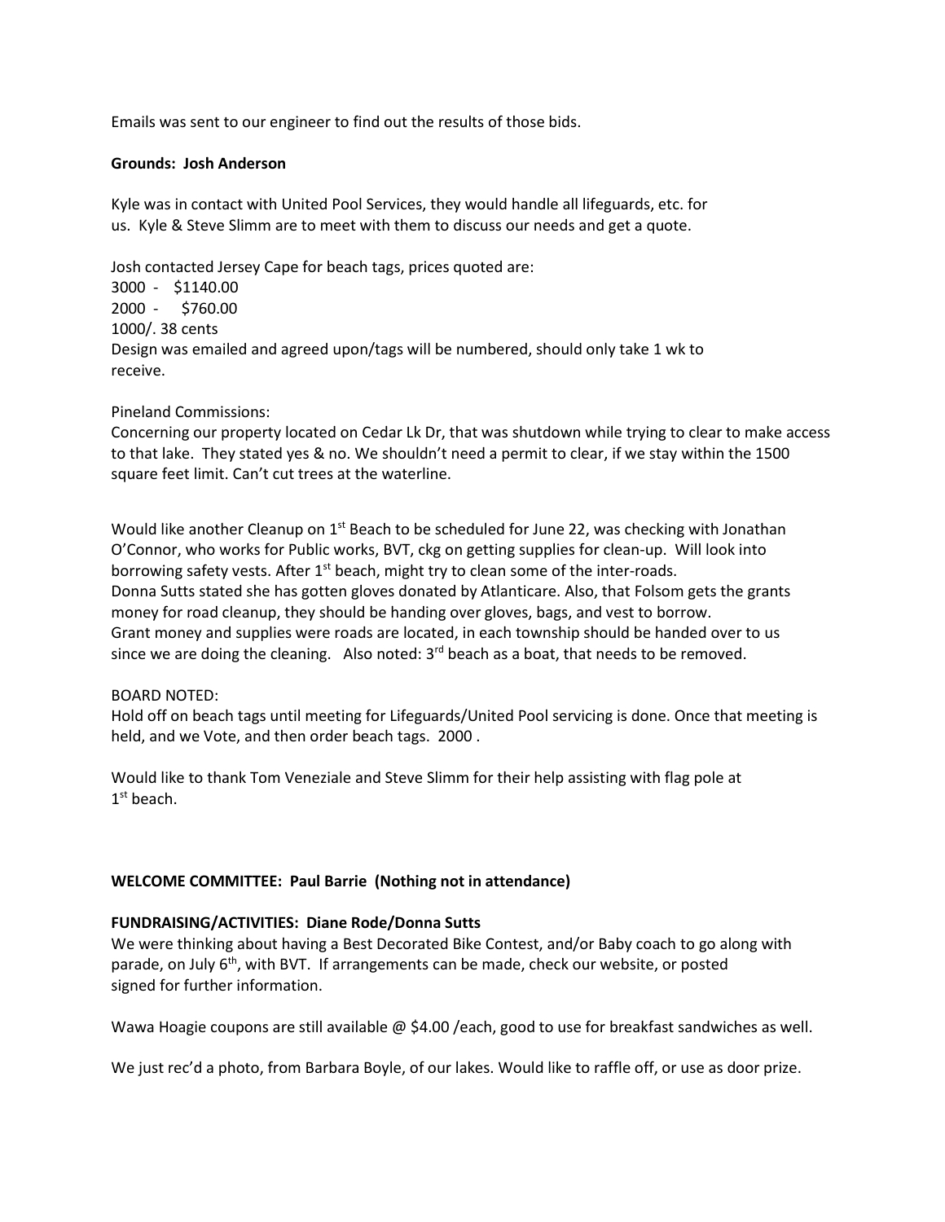Emails was sent to our engineer to find out the results of those bids.

**Grounds: Josh Anderson**

Kyle was in contact with United Pool Services, they would handle all lifeguards, etc. for us. Kyle & Steve Slimm are to meet with them to discuss our needs and get a quote.

Josh contacted Jersey Cape for beach tags, prices quoted are:
3000 - $1140.00
2000 - $760.00
1000/. 38 cents
Design was emailed and agreed upon/tags will be numbered, should only take 1 wk to receive.

Pineland Commissions:
Concerning our property located on Cedar Lk Dr, that was shutdown while trying to clear to make access to that lake. They stated yes & no. We shouldn't need a permit to clear, if we stay within the 1500 square feet limit. Can't cut trees at the waterline.

Would like another Cleanup on 1st Beach to be scheduled for June 22, was checking with Jonathan O'Connor, who works for Public works, BVT, ckg on getting supplies for clean-up. Will look into borrowing safety vests. After 1st beach, might try to clean some of the inter-roads.
Donna Sutts stated she has gotten gloves donated by Atlanticare. Also, that Folsom gets the grants money for road cleanup, they should be handing over gloves, bags, and vest to borrow.
Grant money and supplies were roads are located, in each township should be handed over to us since we are doing the cleaning. Also noted: 3rd beach as a boat, that needs to be removed.

BOARD NOTED:
Hold off on beach tags until meeting for Lifeguards/United Pool servicing is done. Once that meeting is held, and we Vote, and then order beach tags. 2000 .

Would like to thank Tom Veneziale and Steve Slimm for their help assisting with flag pole at 1st beach.

**WELCOME COMMITTEE: Paul Barrie (Nothing not in attendance)**

**FUNDRAISING/ACTIVITIES: Diane Rode/Donna Sutts**

We were thinking about having a Best Decorated Bike Contest, and/or Baby coach to go along with parade, on July 6th, with BVT. If arrangements can be made, check our website, or posted signed for further information.

Wawa Hoagie coupons are still available @ $4.00 /each, good to use for breakfast sandwiches as well.

We just rec'd a photo, from Barbara Boyle, of our lakes. Would like to raffle off, or use as door prize.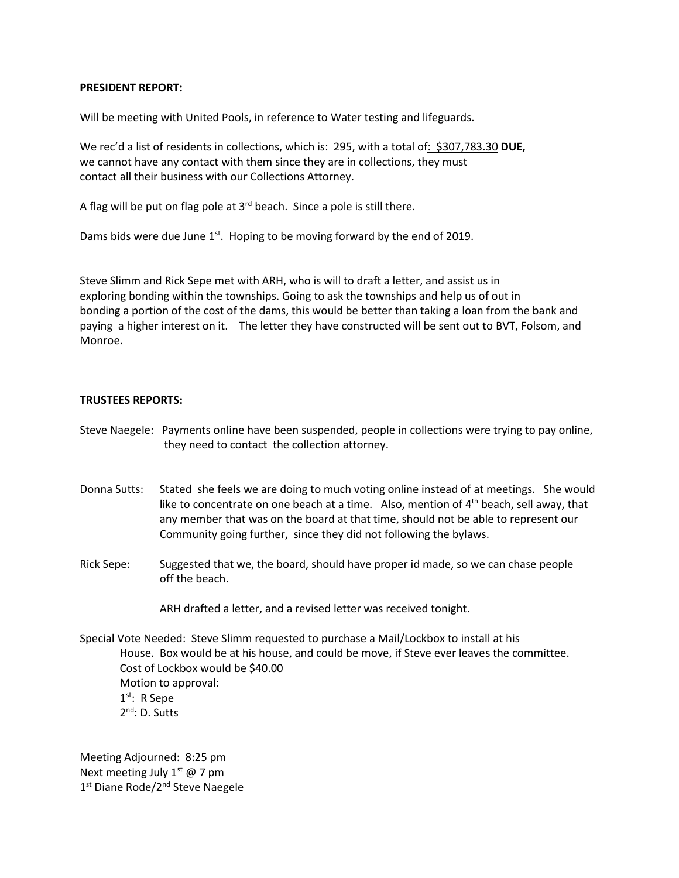**PRESIDENT REPORT:**

Will be meeting with United Pools, in reference to Water testing and lifeguards.

We rec'd a list of residents in collections, which is: 295, with a total of: $307,783.30 **DUE,** we cannot have any contact with them since they are in collections, they must contact all their business with our Collections Attorney.

A flag will be put on flag pole at 3rd beach. Since a pole is still there.

Dams bids were due June 1st. Hoping to be moving forward by the end of 2019.

Steve Slimm and Rick Sepe met with ARH, who is will to draft a letter, and assist us in exploring bonding within the townships. Going to ask the townships and help us of out in bonding a portion of the cost of the dams, this would be better than taking a loan from the bank and paying a higher interest on it. The letter they have constructed will be sent out to BVT, Folsom, and Monroe.

**TRUSTEES REPORTS:**

Steve Naegele: Payments online have been suspended, people in collections were trying to pay online, they need to contact the collection attorney.

Donna Sutts: Stated she feels we are doing to much voting online instead of at meetings. She would like to concentrate on one beach at a time. Also, mention of 4th beach, sell away, that any member that was on the board at that time, should not be able to represent our Community going further, since they did not following the bylaws.

Rick Sepe: Suggested that we, the board, should have proper id made, so we can chase people off the beach.

ARH drafted a letter, and a revised letter was received tonight.

Special Vote Needed: Steve Slimm requested to purchase a Mail/Lockbox to install at his House. Box would be at his house, and could be move, if Steve ever leaves the committee.
Cost of Lockbox would be $40.00
Motion to approval:
1st: R Sepe
2nd: D. Sutts

Meeting Adjourned: 8:25 pm
Next meeting July 1st @ 7 pm
1st Diane Rode/2nd Steve Naegele